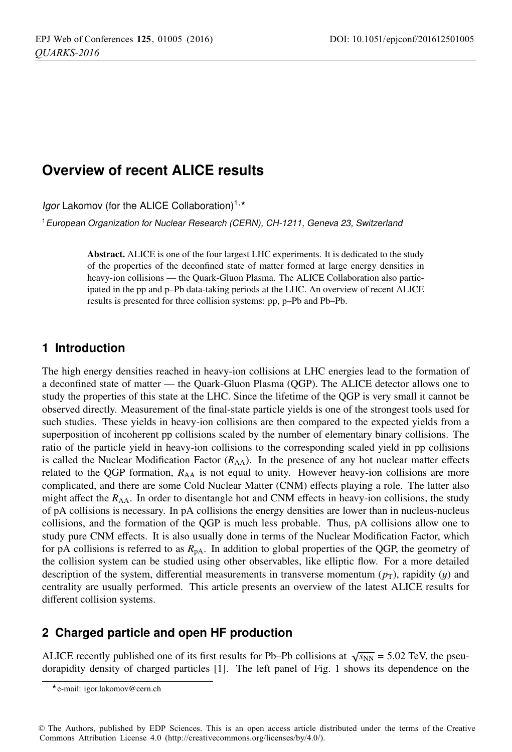# Overview of recent ALICE results

*Igor* Lakomov (for the ALICE Collaboration)[1,⋆]

[1] *European Organization for Nuclear Research (CERN), CH-1211, Geneva 23, Switzerland*

**Abstract.** ALICE is one of the four largest LHC experiments. It is dedicated to the study of the properties of the deconfined state of matter formed at large energy densities in heavy-ion collisions — the Quark-Gluon Plasma. The ALICE Collaboration also participated in the pp and p–Pb data-taking periods at the LHC. An overview of recent ALICE results is presented for three collision systems: pp, p–Pb and Pb–Pb.

## 1 Introduction

The high energy densities reached in heavy-ion collisions at LHC energies lead to the formation of a deconfined state of matter — the Quark-Gluon Plasma (QGP). The ALICE detector allows one to study the properties of this state at the LHC. Since the lifetime of the QGP is very small it cannot be observed directly. Measurement of the final-state particle yields is one of the strongest tools used for such studies. These yields in heavy-ion collisions are then compared to the expected yields from a superposition of incoherent pp collisions scaled by the number of elementary binary collisions. The ratio of the particle yield in heavy-ion collisions to the corresponding scaled yield in pp collisions is called the Nuclear Modification Factor ($R_{\mathrm{AA}}$). In the presence of any hot nuclear matter effects related to the QGP formation, $R_{\mathrm{AA}}$ is not equal to unity. However heavy-ion collisions are more complicated, and there are some Cold Nuclear Matter (CNM) effects playing a role. The latter also might affect the $R_{\mathrm{AA}}$. In order to disentangle hot and CNM effects in heavy-ion collisions, the study of pA collisions is necessary. In pA collisions the energy densities are lower than in nucleus-nucleus collisions, and the formation of the QGP is much less probable. Thus, pA collisions allow one to study pure CNM effects. It is also usually done in terms of the Nuclear Modification Factor, which for pA collisions is referred to as $R_{\mathrm{pA}}$. In addition to global properties of the QGP, the geometry of the collision system can be studied using other observables, like elliptic flow. For a more detailed description of the system, differential measurements in transverse momentum ($p_{\mathrm{T}}$), rapidity ($y$) and centrality are usually performed. This article presents an overview of the latest ALICE results for different collision systems.

## 2 Charged particle and open HF production

ALICE recently published one of its first results for Pb–Pb collisions at $\sqrt{s_{\mathrm{NN}}} = 5.02$ TeV, the pseudorapidity density of charged particles [1]. The left panel of Fig. 1 shows its dependence on the

⋆e-mail: igor.lakomov@cern.ch

© The Authors, published by EDP Sciences. This is an open access article distributed under the terms of the Creative Commons Attribution License 4.0 (http://creativecommons.org/licenses/by/4.0/).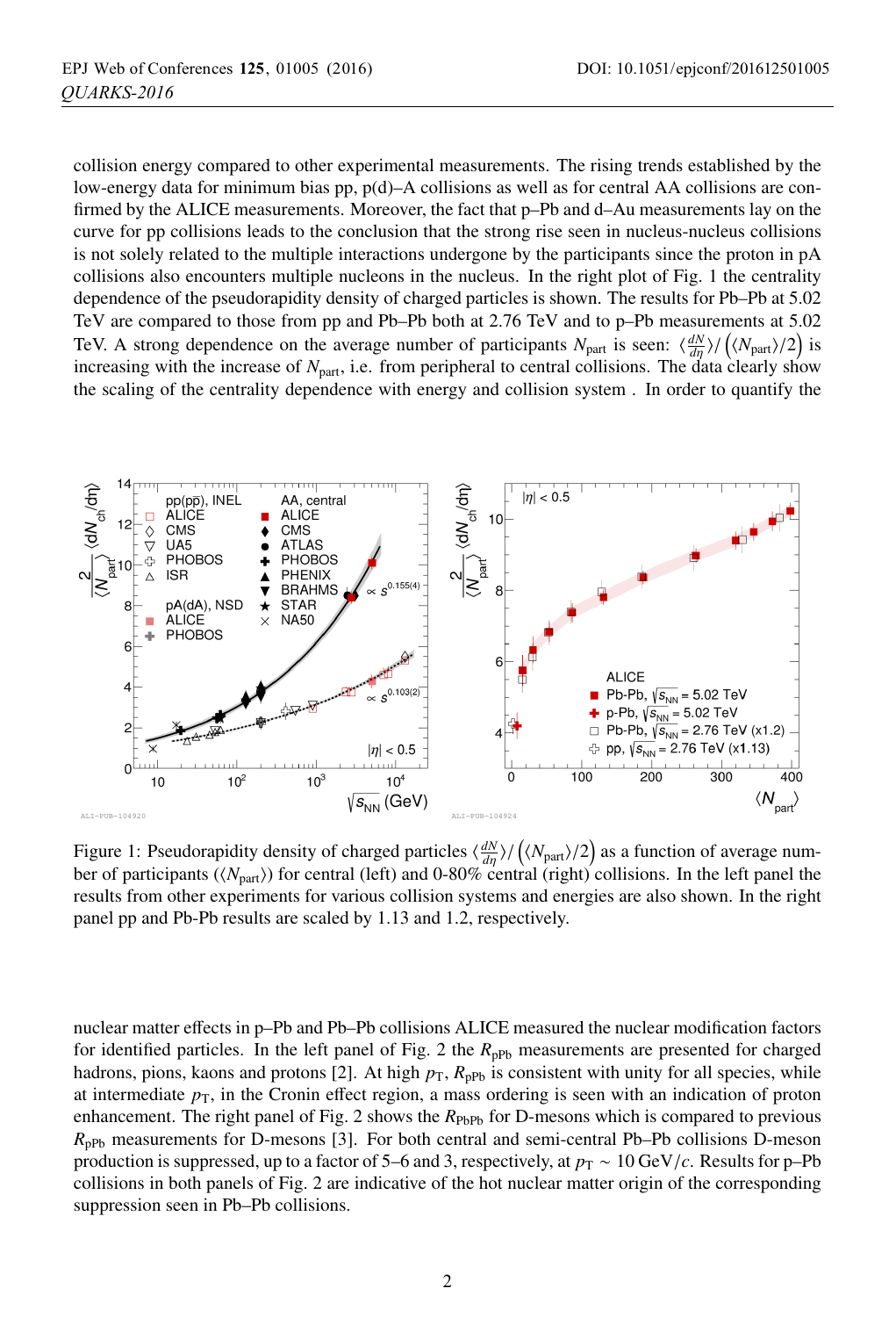collision energy compared to other experimental measurements. The rising trends established by the low-energy data for minimum bias pp, p(d)–A collisions as well as for central AA collisions are confirmed by the ALICE measurements. Moreover, the fact that p–Pb and d–Au measurements lay on the curve for pp collisions leads to the conclusion that the strong rise seen in nucleus-nucleus collisions is not solely related to the multiple interactions undergone by the participants since the proton in pA collisions also encounters multiple nucleons in the nucleus. In the right plot of Fig. 1 the centrality dependence of the pseudorapidity density of charged particles is shown. The results for Pb–Pb at 5.02 TeV are compared to those from pp and Pb–Pb both at 2.76 TeV and to p–Pb measurements at 5.02 TeV. A strong dependence on the average number of participants $N_{\rm part}$ is seen: $\langle \frac{dN}{d\eta} \rangle / \left( \langle N_{\rm part} \rangle /2 \right)$ is increasing with the increase of $N_{\rm part}$, i.e. from peripheral to central collisions. The data clearly show the scaling of the centrality dependence with energy and collision system . In order to quantify the

Figure 1: Pseudorapidity density of charged particles $\langle \frac{dN}{d\eta} \rangle / \left( \langle N_{\rm part} \rangle /2 \right)$ as a function of average number of participants ($\langle N_{\rm part} \rangle$) for central (left) and 0-80% central (right) collisions. In the left panel the results from other experiments for various collision systems and energies are also shown. In the right panel pp and Pb-Pb results are scaled by 1.13 and 1.2, respectively.

nuclear matter effects in p–Pb and Pb–Pb collisions ALICE measured the nuclear modification factors for identified particles. In the left panel of Fig. 2 the $R_{\rm pPb}$ measurements are presented for charged hadrons, pions, kaons and protons [2]. At high $p_{\rm T}$, $R_{\rm pPb}$ is consistent with unity for all species, while at intermediate $p_{\rm T}$, in the Cronin effect region, a mass ordering is seen with an indication of proton enhancement. The right panel of Fig. 2 shows the $R_{\rm PbPb}$ for D-mesons which is compared to previous $R_{\rm pPb}$ measurements for D-mesons [3]. For both central and semi-central Pb–Pb collisions D-meson production is suppressed, up to a factor of 5–6 and 3, respectively, at $p_{\rm T} \sim 10\,{\rm GeV}/c$. Results for p–Pb collisions in both panels of Fig. 2 are indicative of the hot nuclear matter origin of the corresponding suppression seen in Pb–Pb collisions.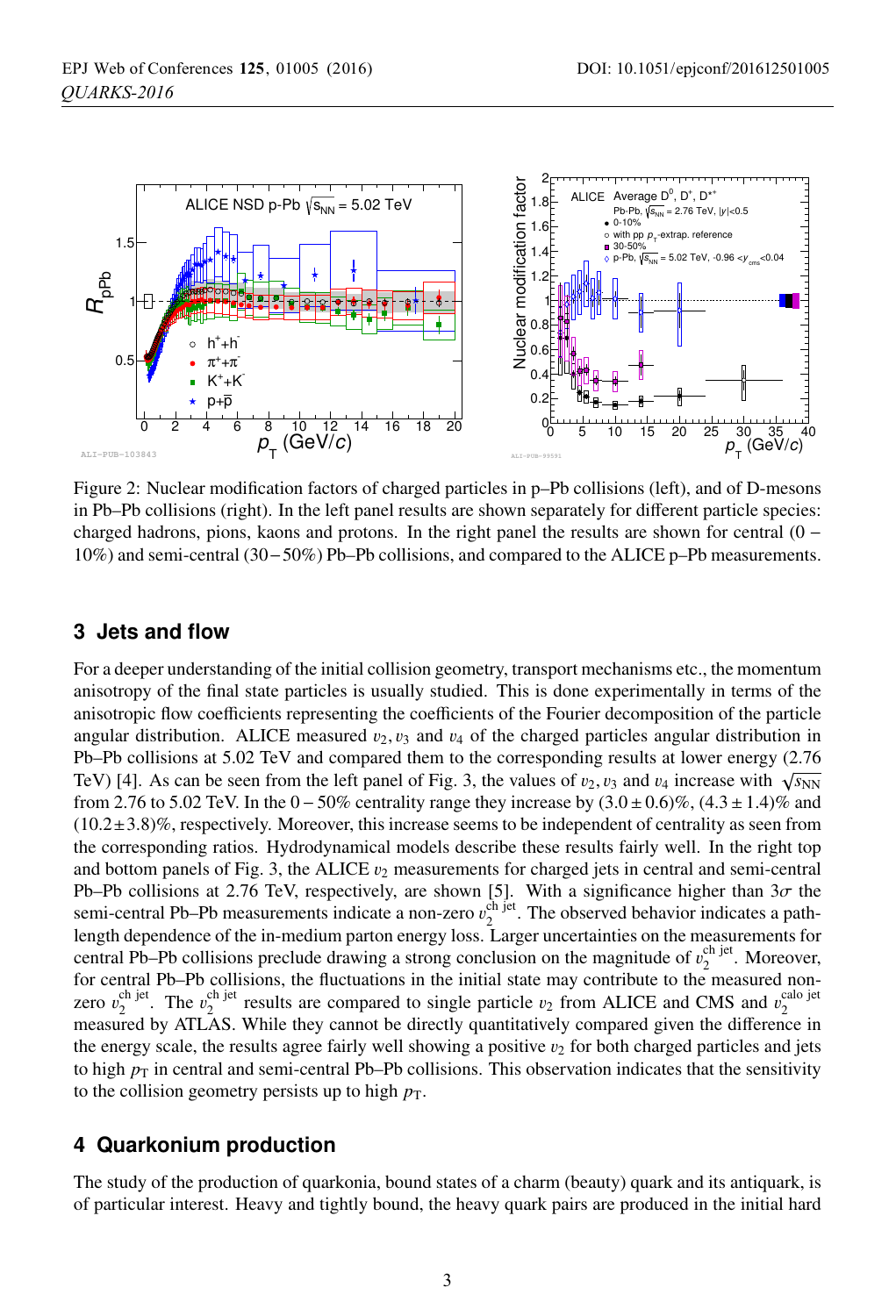Figure 2: Nuclear modification factors of charged particles in p–Pb collisions (left), and of D-mesons in Pb–Pb collisions (right). In the left panel results are shown separately for different particle species: charged hadrons, pions, kaons and protons. In the right panel the results are shown for central (0 – 10%) and semi-central (30 – 50%) Pb–Pb collisions, and compared to the ALICE p–Pb measurements.

## 3 Jets and flow

For a deeper understanding of the initial collision geometry, transport mechanisms etc., the momentum anisotropy of the final state particles is usually studied. This is done experimentally in terms of the anisotropic flow coefficients representing the coefficients of the Fourier decomposition of the particle angular distribution. ALICE measured $v_2, v_3$ and $v_4$ of the charged particles angular distribution in Pb–Pb collisions at 5.02 TeV and compared them to the corresponding results at lower energy (2.76 TeV) [4]. As can be seen from the left panel of Fig. 3, the values of $v_2, v_3$ and $v_4$ increase with $\sqrt{s_{\rm NN}}$ from 2.76 to 5.02 TeV. In the $0 - 50\%$ centrality range they increase by $(3.0 \pm 0.6)\%$, $(4.3 \pm 1.4)\%$ and $(10.2 \pm 3.8)\%$, respectively. Moreover, this increase seems to be independent of centrality as seen from the corresponding ratios. Hydrodynamical models describe these results fairly well. In the right top and bottom panels of Fig. 3, the ALICE $v_2$ measurements for charged jets in central and semi-central Pb–Pb collisions at 2.76 TeV, respectively, are shown [5]. With a significance higher than $3\sigma$ the semi-central Pb–Pb measurements indicate a non-zero $v_2^{\rm ch\ jet}$. The observed behavior indicates a path-length dependence of the in-medium parton energy loss. Larger uncertainties on the measurements for central Pb–Pb collisions preclude drawing a strong conclusion on the magnitude of $v_2^{\rm ch\ jet}$. Moreover, for central Pb–Pb collisions, the fluctuations in the initial state may contribute to the measured non-zero $v_2^{\rm ch\ jet}$. The $v_2^{\rm ch\ jet}$ results are compared to single particle $v_2$ from ALICE and CMS and $v_2^{\rm calo\ jet}$ measured by ATLAS. While they cannot be directly quantitatively compared given the difference in the energy scale, the results agree fairly well showing a positive $v_2$ for both charged particles and jets to high $p_{\rm T}$ in central and semi-central Pb–Pb collisions. This observation indicates that the sensitivity to the collision geometry persists up to high $p_{\rm T}$.

## 4 Quarkonium production

The study of the production of quarkonia, bound states of a charm (beauty) quark and its antiquark, is of particular interest. Heavy and tightly bound, the heavy quark pairs are produced in the initial hard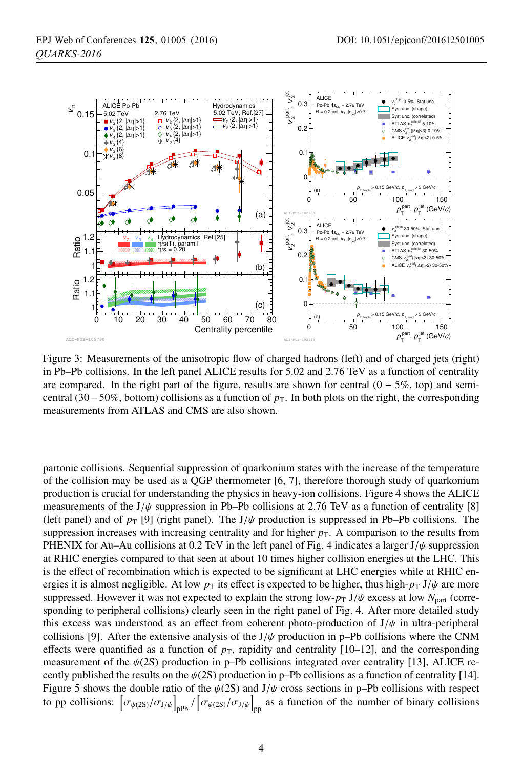Figure 3: Measurements of the anisotropic flow of charged hadrons (left) and of charged jets (right) in Pb–Pb collisions. In the left panel ALICE results for 5.02 and 2.76 TeV as a function of centrality are compared. In the right part of the figure, results are shown for central ($0 - 5\%$, top) and semi-central ($30 - 50\%$, bottom) collisions as a function of $p_{\mathrm{T}}$. In both plots on the right, the corresponding measurements from ATLAS and CMS are also shown.

partonic collisions. Sequential suppression of quarkonium states with the increase of the temperature of the collision may be used as a QGP thermometer [6, 7], therefore thorough study of quarkonium production is crucial for understanding the physics in heavy-ion collisions. Figure 4 shows the ALICE measurements of the J/$\psi$ suppression in Pb–Pb collisions at 2.76 TeV as a function of centrality [8] (left panel) and of $p_{\mathrm{T}}$ [9] (right panel). The J/$\psi$ production is suppressed in Pb–Pb collisions. The suppression increases with increasing centrality and for higher $p_{\mathrm{T}}$. A comparison to the results from PHENIX for Au–Au collisions at 0.2 TeV in the left panel of Fig. 4 indicates a larger J/$\psi$ suppression at RHIC energies compared to that seen at about 10 times higher collision energies at the LHC. This is the effect of recombination which is expected to be significant at LHC energies while at RHIC energies it is almost negligible. At low $p_{\mathrm{T}}$ its effect is expected to be higher, thus high-$p_{\mathrm{T}}$ J/$\psi$ are more suppressed. However it was not expected to explain the strong low-$p_{\mathrm{T}}$ J/$\psi$ excess at low $N_{\mathrm{part}}$ (corresponding to peripheral collisions) clearly seen in the right panel of Fig. 4. After more detailed study this excess was understood as an effect from coherent photo-production of J/$\psi$ in ultra-peripheral collisions [9]. After the extensive analysis of the J/$\psi$ production in p–Pb collisions where the CNM effects were quantified as a function of $p_{\mathrm{T}}$, rapidity and centrality [10–12], and the corresponding measurement of the $\psi$(2S) production in p–Pb collisions integrated over centrality [13], ALICE recently published the results on the $\psi$(2S) production in p–Pb collisions as a function of centrality [14]. Figure 5 shows the double ratio of the $\psi$(2S) and J/$\psi$ cross sections in p–Pb collisions with respect to pp collisions: $\left[\sigma_{\psi(2S)}/\sigma_{J/\psi}\right]_{\mathrm{pPb}} / \left[\sigma_{\psi(2S)}/\sigma_{J/\psi}\right]_{\mathrm{pp}}$ as a function of the number of binary collisions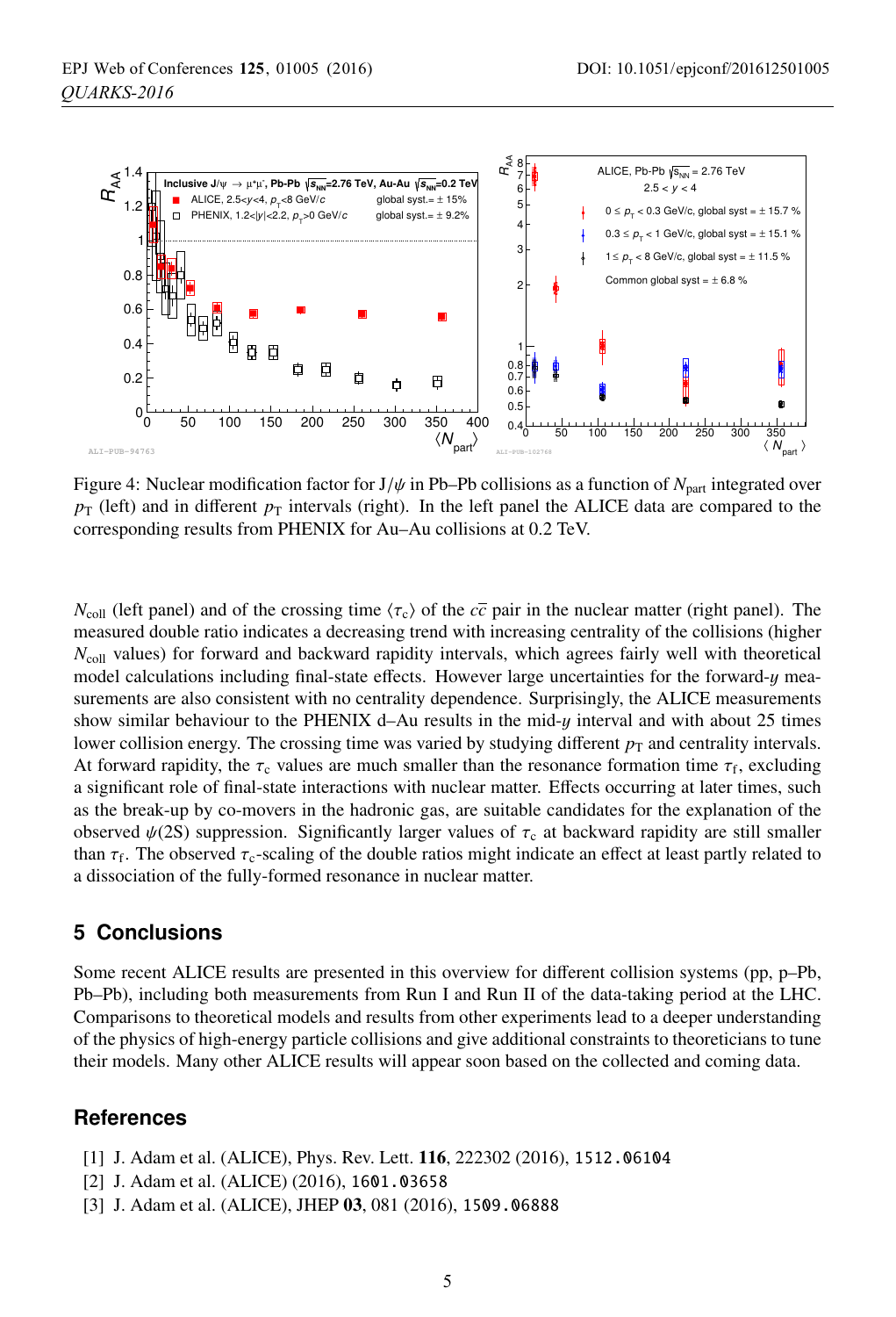Figure 4: Nuclear modification factor for $J/\psi$ in Pb–Pb collisions as a function of $N_{\rm part}$ integrated over $p_{\rm T}$ (left) and in different $p_{\rm T}$ intervals (right). In the left panel the ALICE data are compared to the corresponding results from PHENIX for Au–Au collisions at 0.2 TeV.

$N_{\rm coll}$ (left panel) and of the crossing time $\langle \tau_{\rm c} \rangle$ of the $c\bar{c}$ pair in the nuclear matter (right panel). The measured double ratio indicates a decreasing trend with increasing centrality of the collisions (higher $N_{\rm coll}$ values) for forward and backward rapidity intervals, which agrees fairly well with theoretical model calculations including final-state effects. However large uncertainties for the forward-$y$ measurements are also consistent with no centrality dependence. Surprisingly, the ALICE measurements show similar behaviour to the PHENIX d–Au results in the mid-$y$ interval and with about 25 times lower collision energy. The crossing time was varied by studying different $p_{\rm T}$ and centrality intervals. At forward rapidity, the $\tau_{\rm c}$ values are much smaller than the resonance formation time $\tau_{\rm f}$, excluding a significant role of final-state interactions with nuclear matter. Effects occurring at later times, such as the break-up by co-movers in the hadronic gas, are suitable candidates for the explanation of the observed $\psi$(2S) suppression. Significantly larger values of $\tau_{\rm c}$ at backward rapidity are still smaller than $\tau_{\rm f}$. The observed $\tau_{\rm c}$-scaling of the double ratios might indicate an effect at least partly related to a dissociation of the fully-formed resonance in nuclear matter.

## 5 Conclusions

Some recent ALICE results are presented in this overview for different collision systems (pp, p–Pb, Pb–Pb), including both measurements from Run I and Run II of the data-taking period at the LHC. Comparisons to theoretical models and results from other experiments lead to a deeper understanding of the physics of high-energy particle collisions and give additional constraints to theoreticians to tune their models. Many other ALICE results will appear soon based on the collected and coming data.

## References

[1] J. Adam et al. (ALICE), Phys. Rev. Lett. **116**, 222302 (2016), 1512.06104

[2] J. Adam et al. (ALICE) (2016), 1601.03658

[3] J. Adam et al. (ALICE), JHEP **03**, 081 (2016), 1509.06888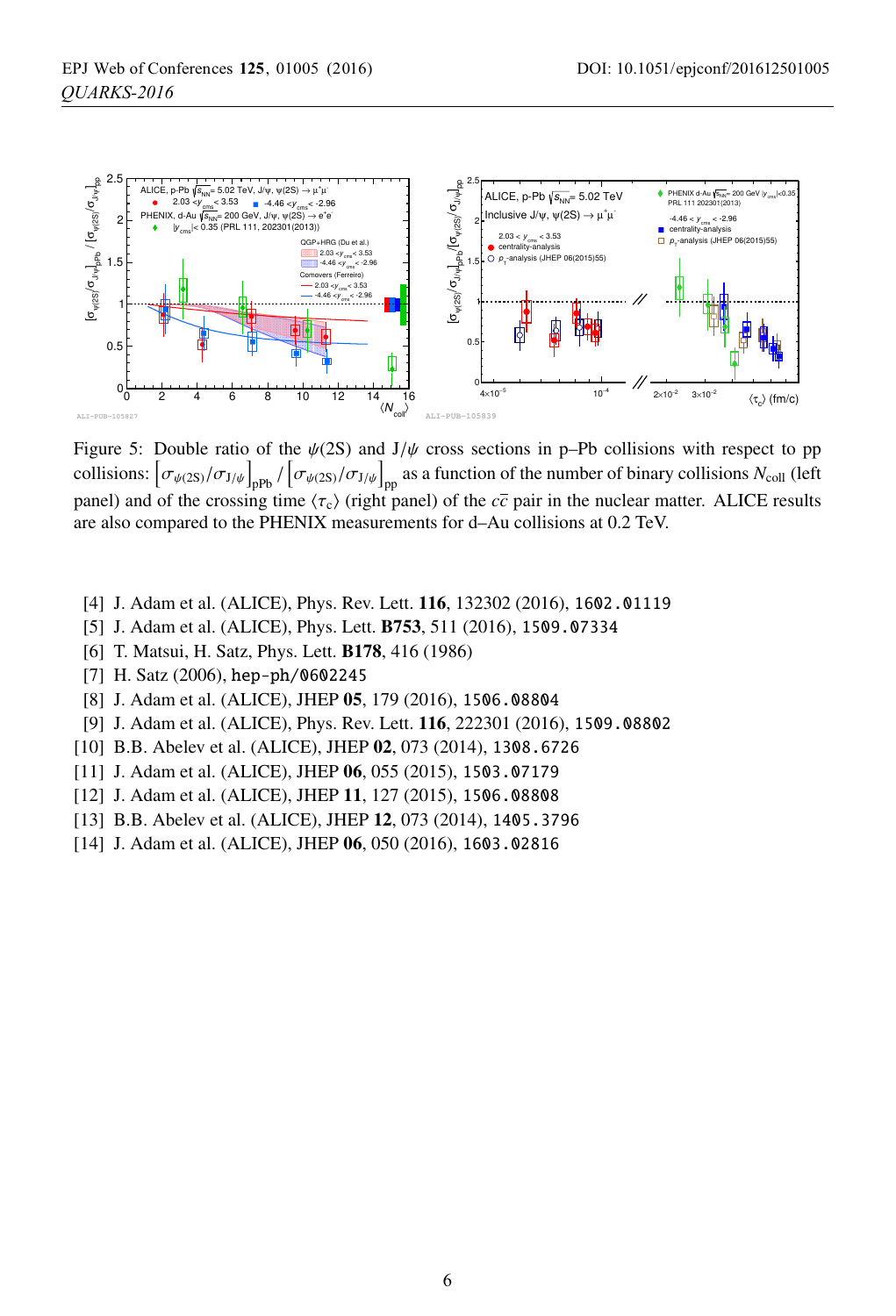ALICE, p-Pb $\sqrt{s_{NN}}$= 5.02 TeV, J/ψ, ψ(2S) → $\mu^+\mu^-$

2.03 < $y_{cms}$ < 3.53

-4.46 < $y_{cms}$ < -2.96

PHENIX, d-Au $\sqrt{s_{NN}}$= 200 GeV, J/ψ, ψ(2S) → $e^+e^-$

$|y_{cms}|$< 0.35 (PRL 111, 202301(2013))

QGP+HRG (Du et al.)

2.03 < $y_{cms}$ < 3.53

-4.46 < $y_{cms}$ < -2.96

Comovers (Ferreiro)

2.03 < $y_{cms}$ < 3.53

-4.46 < $y_{cms}$ < -2.96

$[\sigma_{\psi(2S)}/\sigma_{J/\psi}]_{pPb} / [\sigma_{\psi(2S)}/\sigma_{J/\psi}]_{pp}$

$\langle N_{coll} \rangle$

ALI-PUB-105827

ALICE, p-Pb $\sqrt{s_{NN}}$= 5.02 TeV

Inclusive J/ψ, ψ(2S) → $\mu^+\mu^-$

2.03 < $y_{cms}$ < 3.53

centrality-analysis

$p_T$-analysis (JHEP 06(2015)55)

PHENIX d-Au $\sqrt{s_{NN}}$= 200 GeV $|y_{cms}|$<0.35 PRL 111 202301(2013)

-4.46 < $y_{cms}$ < -2.96

centrality-analysis

$p_T$-analysis (JHEP 06(2015)55)

$[\sigma_{\psi(2S)}/\sigma_{J/\psi}]_{pPb}/[\sigma_{\psi(2S)}/\sigma_{J/\psi}]_{pp}$

$\langle \tau_c \rangle$ (fm/c)

ALI-PUB-105839

Figure 5: Double ratio of the $\psi(2S)$ and $J/\psi$ cross sections in p–Pb collisions with respect to pp collisions: $\left[\sigma_{\psi(2S)}/\sigma_{J/\psi}\right]_{pPb} / \left[\sigma_{\psi(2S)}/\sigma_{J/\psi}\right]_{pp}$ as a function of the number of binary collisions $N_{coll}$ (left panel) and of the crossing time $\langle\tau_c\rangle$ (right panel) of the $c\bar{c}$ pair in the nuclear matter. ALICE results are also compared to the PHENIX measurements for d–Au collisions at 0.2 TeV.

[4] J. Adam et al. (ALICE), Phys. Rev. Lett. **116**, 132302 (2016), 1602.01119

[5] J. Adam et al. (ALICE), Phys. Lett. **B753**, 511 (2016), 1509.07334

[6] T. Matsui, H. Satz, Phys. Lett. **B178**, 416 (1986)

[7] H. Satz (2006), hep-ph/0602245

[8] J. Adam et al. (ALICE), JHEP **05**, 179 (2016), 1506.08804

[9] J. Adam et al. (ALICE), Phys. Rev. Lett. **116**, 222301 (2016), 1509.08802

[10] B.B. Abelev et al. (ALICE), JHEP **02**, 073 (2014), 1308.6726

[11] J. Adam et al. (ALICE), JHEP **06**, 055 (2015), 1503.07179

[12] J. Adam et al. (ALICE), JHEP **11**, 127 (2015), 1506.08808

[13] B.B. Abelev et al. (ALICE), JHEP **12**, 073 (2014), 1405.3796

[14] J. Adam et al. (ALICE), JHEP **06**, 050 (2016), 1603.02816